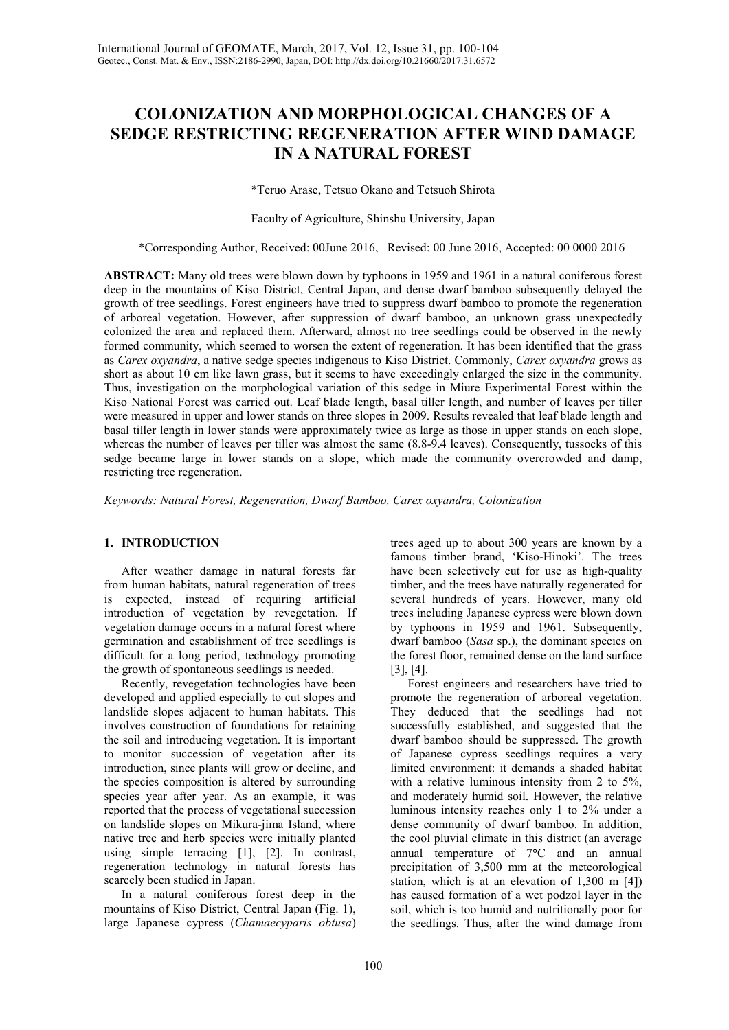# COLONIZATION AND MORPHOLOGICAL CHANGES OF A SEDGE RESTRICTING REGENERATION AFTER WIND DAMAGE IN A NATURAL FOREST

*Teruo Arase, Tetsuo Okano and Tetsuoh Shirota

Faculty of Agriculture, Shinshu University, Japan

*Corresponding Author, Received: 00June 2016, Revised: 00 June 2016, Accepted: 00 0000 2016

**ABSTRACT:** Many old trees were blown down by typhoons in 1959 and 1961 in a natural coniferous forest deep in the mountains of Kiso District, Central Japan, and dense dwarf bamboo subsequently delayed the growth of tree seedlings. Forest engineers have tried to suppress dwarf bamboo to promote the regeneration of arboreal vegetation. However, after suppression of dwarf bamboo, an unknown grass unexpectedly colonized the area and replaced them. Afterward, almost no tree seedlings could be observed in the newly formed community, which seemed to worsen the extent of regeneration. It has been identified that the grass as *Carex oxyandra*, a native sedge species indigenous to Kiso District. Commonly, *Carex oxyandra* grows as short as about 10 cm like lawn grass, but it seems to have exceedingly enlarged the size in the community. Thus, investigation on the morphological variation of this sedge in Miure Experimental Forest within the Kiso National Forest was carried out. Leaf blade length, basal tiller length, and number of leaves per tiller were measured in upper and lower stands on three slopes in 2009. Results revealed that leaf blade length and basal tiller length in lower stands were approximately twice as large as those in upper stands on each slope, whereas the number of leaves per tiller was almost the same (8.8-9.4 leaves). Consequently, tussocks of this sedge became large in lower stands on a slope, which made the community overcrowded and damp, restricting tree regeneration.

*Keywords: Natural Forest, Regeneration, Dwarf Bamboo, Carex oxyandra, Colonization*

## 1. INTRODUCTION

After weather damage in natural forests far from human habitats, natural regeneration of trees is expected, instead of requiring artificial introduction of vegetation by revegetation. If vegetation damage occurs in a natural forest where germination and establishment of tree seedlings is difficult for a long period, technology promoting the growth of spontaneous seedlings is needed.

Recently, revegetation technologies have been developed and applied especially to cut slopes and landslide slopes adjacent to human habitats. This involves construction of foundations for retaining the soil and introducing vegetation. It is important to monitor succession of vegetation after its introduction, since plants will grow or decline, and the species composition is altered by surrounding species year after year. As an example, it was reported that the process of vegetational succession on landslide slopes on Mikura-jima Island, where native tree and herb species were initially planted using simple terracing [1], [2]. In contrast, regeneration technology in natural forests has scarcely been studied in Japan.

In a natural coniferous forest deep in the mountains of Kiso District, Central Japan (Fig. 1), large Japanese cypress (*Chamaecyparis obtusa*) trees aged up to about 300 years are known by a famous timber brand, 'Kiso-Hinoki'. The trees have been selectively cut for use as high-quality timber, and the trees have naturally regenerated for several hundreds of years. However, many old trees including Japanese cypress were blown down by typhoons in 1959 and 1961. Subsequently, dwarf bamboo (*Sasa* sp.), the dominant species on the forest floor, remained dense on the land surface [3], [4].

Forest engineers and researchers have tried to promote the regeneration of arboreal vegetation. They deduced that the seedlings had not successfully established, and suggested that the dwarf bamboo should be suppressed. The growth of Japanese cypress seedlings requires a very limited environment: it demands a shaded habitat with a relative luminous intensity from 2 to 5%, and moderately humid soil. However, the relative luminous intensity reaches only 1 to 2% under a dense community of dwarf bamboo. In addition, the cool pluvial climate in this district (an average annual temperature of 7°C and an annual precipitation of 3,500 mm at the meteorological station, which is at an elevation of 1,300 m [4]) has caused formation of a wet podzol layer in the soil, which is too humid and nutritionally poor for the seedlings. Thus, after the wind damage from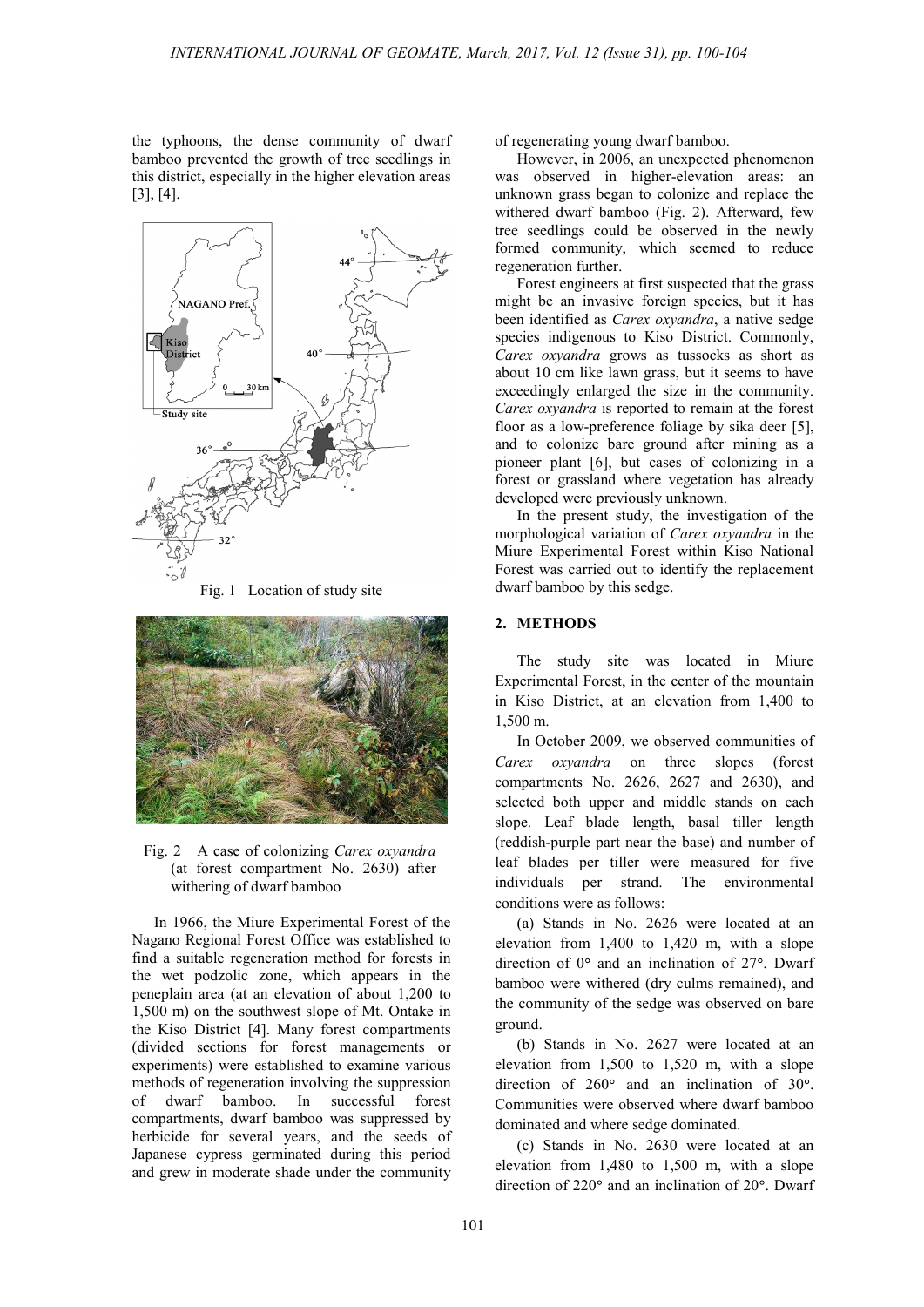the typhoons, the dense community of dwarf bamboo prevented the growth of tree seedlings in this district, especially in the higher elevation areas [3], [4].

Fig. 1 Location of study site

Fig. 2 A case of colonizing *Carex oxyandra* (at forest compartment No. 2630) after withering of dwarf bamboo

In 1966, the Miure Experimental Forest of the Nagano Regional Forest Office was established to find a suitable regeneration method for forests in the wet podzolic zone, which appears in the peneplain area (at an elevation of about 1,200 to 1,500 m) on the southwest slope of Mt. Ontake in the Kiso District [4]. Many forest compartments (divided sections for forest managements or experiments) were established to examine various methods of regeneration involving the suppression of dwarf bamboo. In successful forest compartments, dwarf bamboo was suppressed by herbicide for several years, and the seeds of Japanese cypress germinated during this period and grew in moderate shade under the community of regenerating young dwarf bamboo.

However, in 2006, an unexpected phenomenon was observed in higher-elevation areas: an unknown grass began to colonize and replace the withered dwarf bamboo (Fig. 2). Afterward, few tree seedlings could be observed in the newly formed community, which seemed to reduce regeneration further.

Forest engineers at first suspected that the grass might be an invasive foreign species, but it has been identified as *Carex oxyandra*, a native sedge species indigenous to Kiso District. Commonly, *Carex oxyandra* grows as tussocks as short as about 10 cm like lawn grass, but it seems to have exceedingly enlarged the size in the community. *Carex oxyandra* is reported to remain at the forest floor as a low-preference foliage by sika deer [5], and to colonize bare ground after mining as a pioneer plant [6], but cases of colonizing in a forest or grassland where vegetation has already developed were previously unknown.

In the present study, the investigation of the morphological variation of *Carex oxyandra* in the Miure Experimental Forest within Kiso National Forest was carried out to identify the replacement dwarf bamboo by this sedge.

## 2. METHODS

The study site was located in Miure Experimental Forest, in the center of the mountain in Kiso District, at an elevation from 1,400 to 1,500 m.

In October 2009, we observed communities of *Carex oxyandra* on three slopes (forest compartments No. 2626, 2627 and 2630), and selected both upper and middle stands on each slope. Leaf blade length, basal tiller length (reddish-purple part near the base) and number of leaf blades per tiller were measured for five individuals per strand. The environmental conditions were as follows:

(a) Stands in No. 2626 were located at an elevation from 1,400 to 1,420 m, with a slope direction of 0° and an inclination of 27°. Dwarf bamboo were withered (dry culms remained), and the community of the sedge was observed on bare ground.

(b) Stands in No. 2627 were located at an elevation from 1,500 to 1,520 m, with a slope direction of 260° and an inclination of 30°. Communities were observed where dwarf bamboo dominated and where sedge dominated.

(c) Stands in No. 2630 were located at an elevation from 1,480 to 1,500 m, with a slope direction of 220° and an inclination of 20°. Dwarf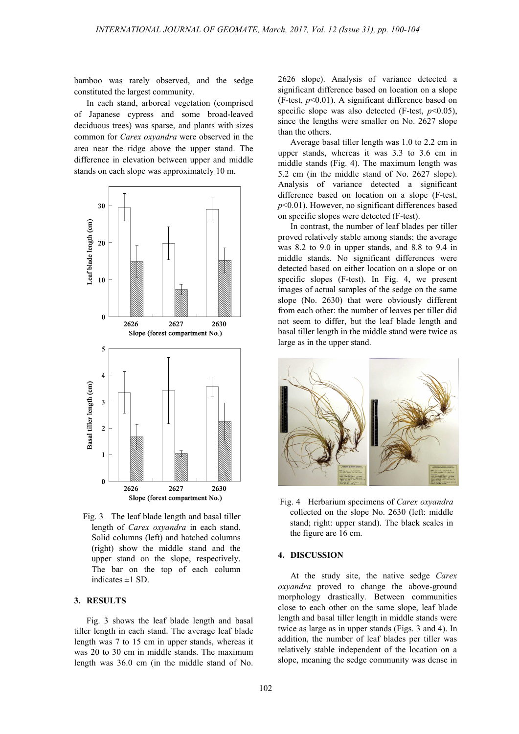bamboo was rarely observed, and the sedge constituted the largest community.

In each stand, arboreal vegetation (comprised of Japanese cypress and some broad-leaved deciduous trees) was sparse, and plants with sizes common for *Carex oxyandra* were observed in the area near the ridge above the upper stand. The difference in elevation between upper and middle stands on each slope was approximately 10 m.

Fig. 3 The leaf blade length and basal tiller length of *Carex oxyandra* in each stand. Solid columns (left) and hatched columns (right) show the middle stand and the upper stand on the slope, respectively. The bar on the top of each column indicates ±1 SD.

## 3. RESULTS

Fig. 3 shows the leaf blade length and basal tiller length in each stand. The average leaf blade length was 7 to 15 cm in upper stands, whereas it was 20 to 30 cm in middle stands. The maximum length was 36.0 cm (in the middle stand of No. 2626 slope). Analysis of variance detected a significant difference based on location on a slope (F-test, $p$<0.01). A significant difference based on specific slope was also detected (F-test, $p$<0.05), since the lengths were smaller on No. 2627 slope than the others.

Average basal tiller length was 1.0 to 2.2 cm in upper stands, whereas it was 3.3 to 3.6 cm in middle stands (Fig. 4). The maximum length was 5.2 cm (in the middle stand of No. 2627 slope). Analysis of variance detected a significant difference based on location on a slope (F-test, $p$<0.01). However, no significant differences based on specific slopes were detected (F-test).

In contrast, the number of leaf blades per tiller proved relatively stable among stands; the average was 8.2 to 9.0 in upper stands, and 8.8 to 9.4 in middle stands. No significant differences were detected based on either location on a slope or on specific slopes (F-test). In Fig. 4, we present images of actual samples of the sedge on the same slope (No. 2630) that were obviously different from each other: the number of leaves per tiller did not seem to differ, but the leaf blade length and basal tiller length in the middle stand were twice as large as in the upper stand.

Fig. 4 Herbarium specimens of *Carex oxyandra* collected on the slope No. 2630 (left: middle stand; right: upper stand). The black scales in the figure are 16 cm.

## 4. DISCUSSION

At the study site, the native sedge *Carex oxyandra* proved to change the above-ground morphology drastically. Between communities close to each other on the same slope, leaf blade length and basal tiller length in middle stands were twice as large as in upper stands (Figs. 3 and 4). In addition, the number of leaf blades per tiller was relatively stable independent of the location on a slope, meaning the sedge community was dense in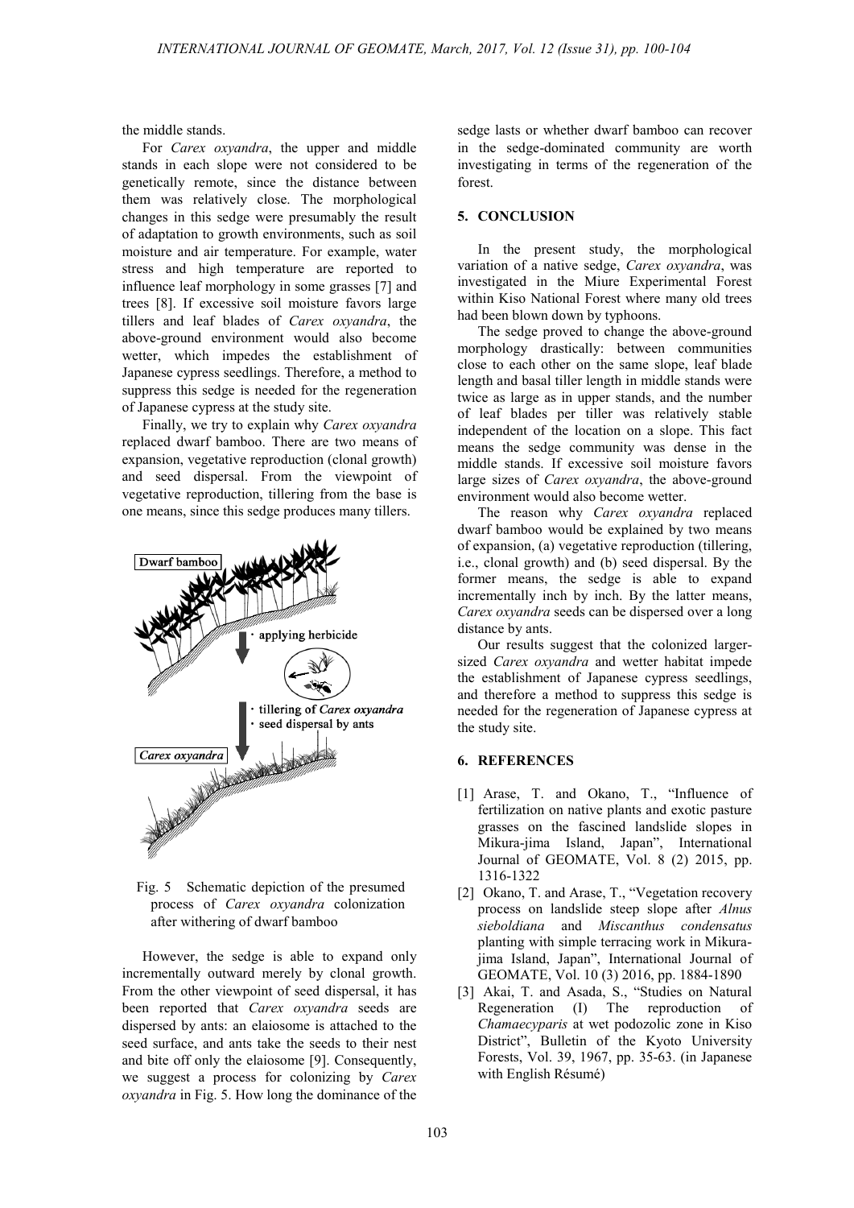the middle stands.

For *Carex oxyandra*, the upper and middle stands in each slope were not considered to be genetically remote, since the distance between them was relatively close. The morphological changes in this sedge were presumably the result of adaptation to growth environments, such as soil moisture and air temperature. For example, water stress and high temperature are reported to influence leaf morphology in some grasses [7] and trees [8]. If excessive soil moisture favors large tillers and leaf blades of *Carex oxyandra*, the above-ground environment would also become wetter, which impedes the establishment of Japanese cypress seedlings. Therefore, a method to suppress this sedge is needed for the regeneration of Japanese cypress at the study site.

Finally, we try to explain why *Carex oxyandra* replaced dwarf bamboo. There are two means of expansion, vegetative reproduction (clonal growth) and seed dispersal. From the viewpoint of vegetative reproduction, tillering from the base is one means, since this sedge produces many tillers.

Fig. 5 Schematic depiction of the presumed process of *Carex oxyandra* colonization after withering of dwarf bamboo

However, the sedge is able to expand only incrementally outward merely by clonal growth. From the other viewpoint of seed dispersal, it has been reported that *Carex oxyandra* seeds are dispersed by ants: an elaiosome is attached to the seed surface, and ants take the seeds to their nest and bite off only the elaiosome [9]. Consequently, we suggest a process for colonizing by *Carex oxyandra* in Fig. 5. How long the dominance of the sedge lasts or whether dwarf bamboo can recover in the sedge-dominated community are worth investigating in terms of the regeneration of the forest.

## 5. CONCLUSION

In the present study, the morphological variation of a native sedge, *Carex oxyandra*, was investigated in the Miure Experimental Forest within Kiso National Forest where many old trees had been blown down by typhoons.

The sedge proved to change the above-ground morphology drastically: between communities close to each other on the same slope, leaf blade length and basal tiller length in middle stands were twice as large as in upper stands, and the number of leaf blades per tiller was relatively stable independent of the location on a slope. This fact means the sedge community was dense in the middle stands. If excessive soil moisture favors large sizes of *Carex oxyandra*, the above-ground environment would also become wetter.

The reason why *Carex oxyandra* replaced dwarf bamboo would be explained by two means of expansion, (a) vegetative reproduction (tillering, i.e., clonal growth) and (b) seed dispersal. By the former means, the sedge is able to expand incrementally inch by inch. By the latter means, *Carex oxyandra* seeds can be dispersed over a long distance by ants.

Our results suggest that the colonized larger-sized *Carex oxyandra* and wetter habitat impede the establishment of Japanese cypress seedlings, and therefore a method to suppress this sedge is needed for the regeneration of Japanese cypress at the study site.

## 6. REFERENCES

[1] Arase, T. and Okano, T., "Influence of fertilization on native plants and exotic pasture grasses on the fascined landslide slopes in Mikura-jima Island, Japan", International Journal of GEOMATE, Vol. 8 (2) 2015, pp. 1316-1322

[2] Okano, T. and Arase, T., "Vegetation recovery process on landslide steep slope after *Alnus sieboldiana* and *Miscanthus condensatus* planting with simple terracing work in Mikura-jima Island, Japan", International Journal of GEOMATE, Vol. 10 (3) 2016, pp. 1884-1890

[3] Akai, T. and Asada, S., "Studies on Natural Regeneration (I) The reproduction of *Chamaecyparis* at wet podozolic zone in Kiso District", Bulletin of the Kyoto University Forests, Vol. 39, 1967, pp. 35-63. (in Japanese with English Résumé)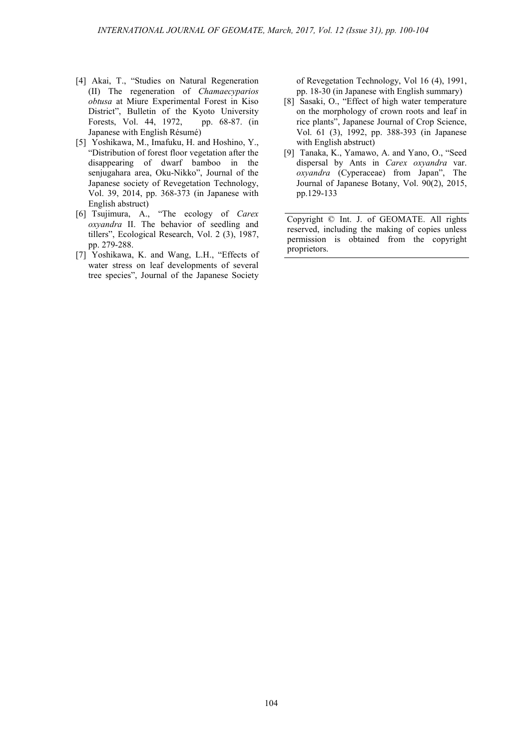[4] Akai, T., "Studies on Natural Regeneration (II) The regeneration of *Chamaecyparios obtusa* at Miure Experimental Forest in Kiso District", Bulletin of the Kyoto University Forests, Vol. 44, 1972, pp. 68-87. (in Japanese with English Résumé)

[5] Yoshikawa, M., Imafuku, H. and Hoshino, Y., "Distribution of forest floor vegetation after the disappearing of dwarf bamboo in the senjugahara area, Oku-Nikko", Journal of the Japanese society of Revegetation Technology, Vol. 39, 2014, pp. 368-373 (in Japanese with English abstruct)

[6] Tsujimura, A., "The ecology of *Carex oxyandra* II. The behavior of seedling and tillers", Ecological Research, Vol. 2 (3), 1987, pp. 279-288.

[7] Yoshikawa, K. and Wang, L.H., "Effects of water stress on leaf developments of several tree species", Journal of the Japanese Society of Revegetation Technology, Vol 16 (4), 1991, pp. 18-30 (in Japanese with English summary)

[8] Sasaki, O., "Effect of high water temperature on the morphology of crown roots and leaf in rice plants", Japanese Journal of Crop Science, Vol. 61 (3), 1992, pp. 388-393 (in Japanese with English abstruct)

[9] Tanaka, K., Yamawo, A. and Yano, O., "Seed dispersal by Ants in *Carex oxyandra* var. *oxyandra* (Cyperaceae) from Japan", The Journal of Japanese Botany, Vol. 90(2), 2015, pp.129-133

---

Copyright © Int. J. of GEOMATE. All rights reserved, including the making of copies unless permission is obtained from the copyright proprietors.

---